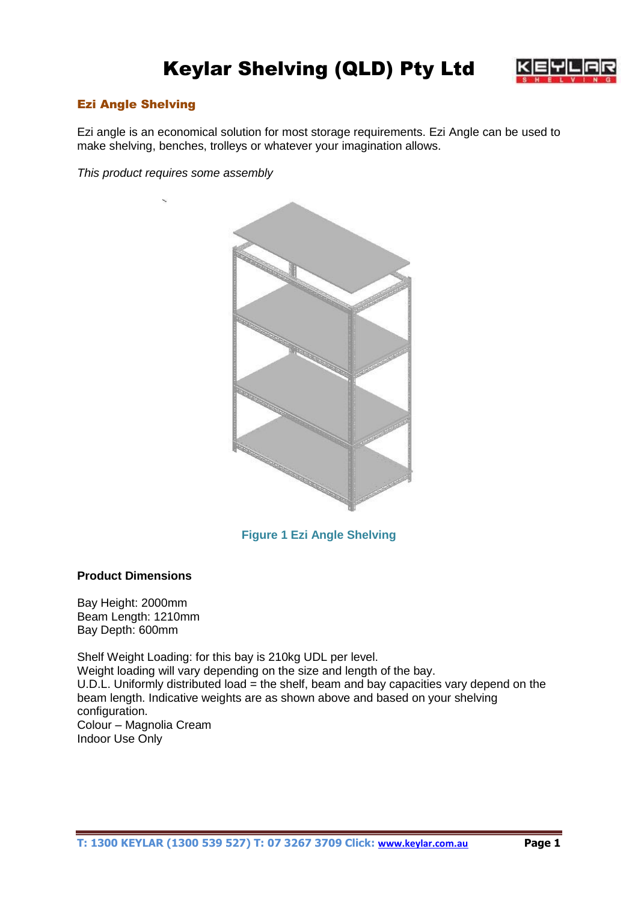# Keylar Shelving (QLD) Pty Ltd

## Ezi Angle Shelving

Ezi angle is an economical solution for most storage requirements. Ezi Angle can be used to make shelving, benches, trolleys or whatever your imagination allows.

*This product requires some assembly*

Figure 1 Ezi Angle Shelving

**Product Dimensions**

Bay Height: 2000mm
Beam Length: 1210mm
Bay Depth: 600mm

Shelf Weight Loading: for this bay is 210kg UDL per level.
Weight loading will vary depending on the size and length of the bay.
U.D.L. Uniformly distributed load = the shelf, beam and bay capacities vary depend on the beam length. Indicative weights are as shown above and based on your shelving configuration.
Colour – Magnolia Cream
Indoor Use Only

**T: 1300 KEYLAR (1300 539 527) T: 07 3267 3709 Click: www.keylar.com.au**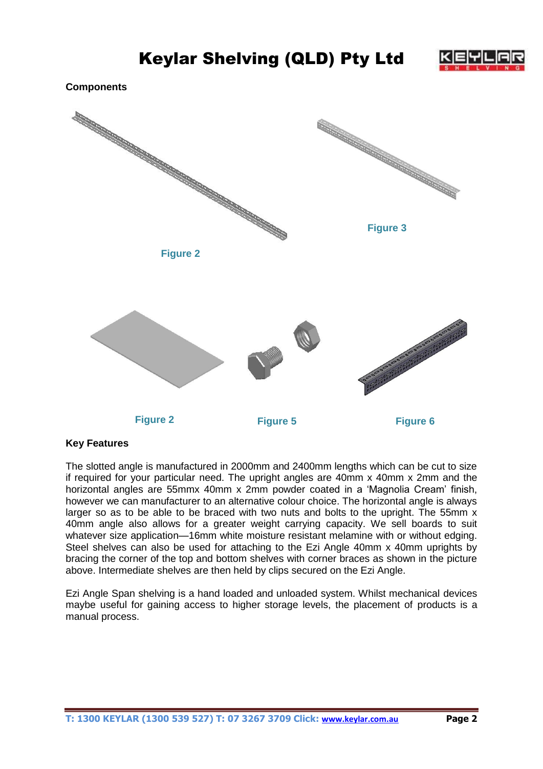# Keylar Shelving (QLD) Pty Ltd

**Components**

Figure 2

Figure 3

Figure 2

Figure 5

Figure 6

**Key Features**

The slotted angle is manufactured in 2000mm and 2400mm lengths which can be cut to size if required for your particular need. The upright angles are 40mm x 40mm x 2mm and the horizontal angles are 55mmx 40mm x 2mm powder coated in a 'Magnolia Cream' finish, however we can manufacturer to an alternative colour choice. The horizontal angle is always larger so as to be able to be braced with two nuts and bolts to the upright. The 55mm x 40mm angle also allows for a greater weight carrying capacity. We sell boards to suit whatever size application—16mm white moisture resistant melamine with or without edging. Steel shelves can also be used for attaching to the Ezi Angle 40mm x 40mm uprights by bracing the corner of the top and bottom shelves with corner braces as shown in the picture above. Intermediate shelves are then held by clips secured on the Ezi Angle.

Ezi Angle Span shelving is a hand loaded and unloaded system. Whilst mechanical devices maybe useful for gaining access to higher storage levels, the placement of products is a manual process.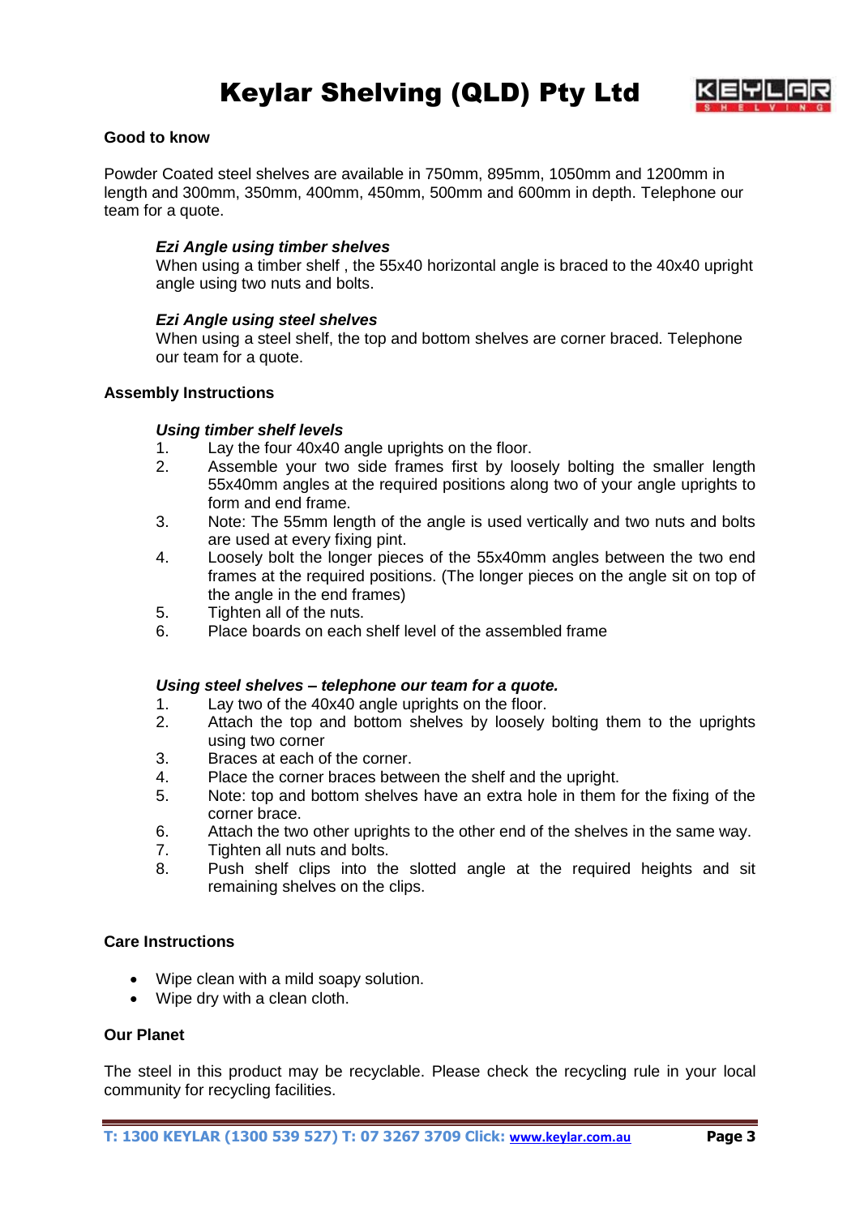# Keylar Shelving (QLD) Pty Ltd

**Good to know**

Powder Coated steel shelves are available in 750mm, 895mm, 1050mm and 1200mm in length and 300mm, 350mm, 400mm, 450mm, 500mm and 600mm in depth. Telephone our team for a quote.

*Ezi Angle using timber shelves*
When using a timber shelf , the 55x40 horizontal angle is braced to the 40x40 upright angle using two nuts and bolts.

*Ezi Angle using steel shelves*
When using a steel shelf, the top and bottom shelves are corner braced. Telephone our team for a quote.

**Assembly Instructions**

***Using timber shelf levels***

1. Lay the four 40x40 angle uprights on the floor.
2. Assemble your two side frames first by loosely bolting the smaller length 55x40mm angles at the required positions along two of your angle uprights to form and end frame.
3. Note: The 55mm length of the angle is used vertically and two nuts and bolts are used at every fixing pint.
4. Loosely bolt the longer pieces of the 55x40mm angles between the two end frames at the required positions. (The longer pieces on the angle sit on top of the angle in the end frames)
5. Tighten all of the nuts.
6. Place boards on each shelf level of the assembled frame

***Using steel shelves – telephone our team for a quote.***

1. Lay two of the 40x40 angle uprights on the floor.
2. Attach the top and bottom shelves by loosely bolting them to the uprights using two corner
3. Braces at each of the corner.
4. Place the corner braces between the shelf and the upright.
5. Note: top and bottom shelves have an extra hole in them for the fixing of the corner brace.
6. Attach the two other uprights to the other end of the shelves in the same way.
7. Tighten all nuts and bolts.
8. Push shelf clips into the slotted angle at the required heights and sit remaining shelves on the clips.

**Care Instructions**

- Wipe clean with a mild soapy solution.
- Wipe dry with a clean cloth.

**Our Planet**

The steel in this product may be recyclable. Please check the recycling rule in your local community for recycling facilities.

**T: 1300 KEYLAR (1300 539 527) T: 07 3267 3709 Click: www.keylar.com.au**